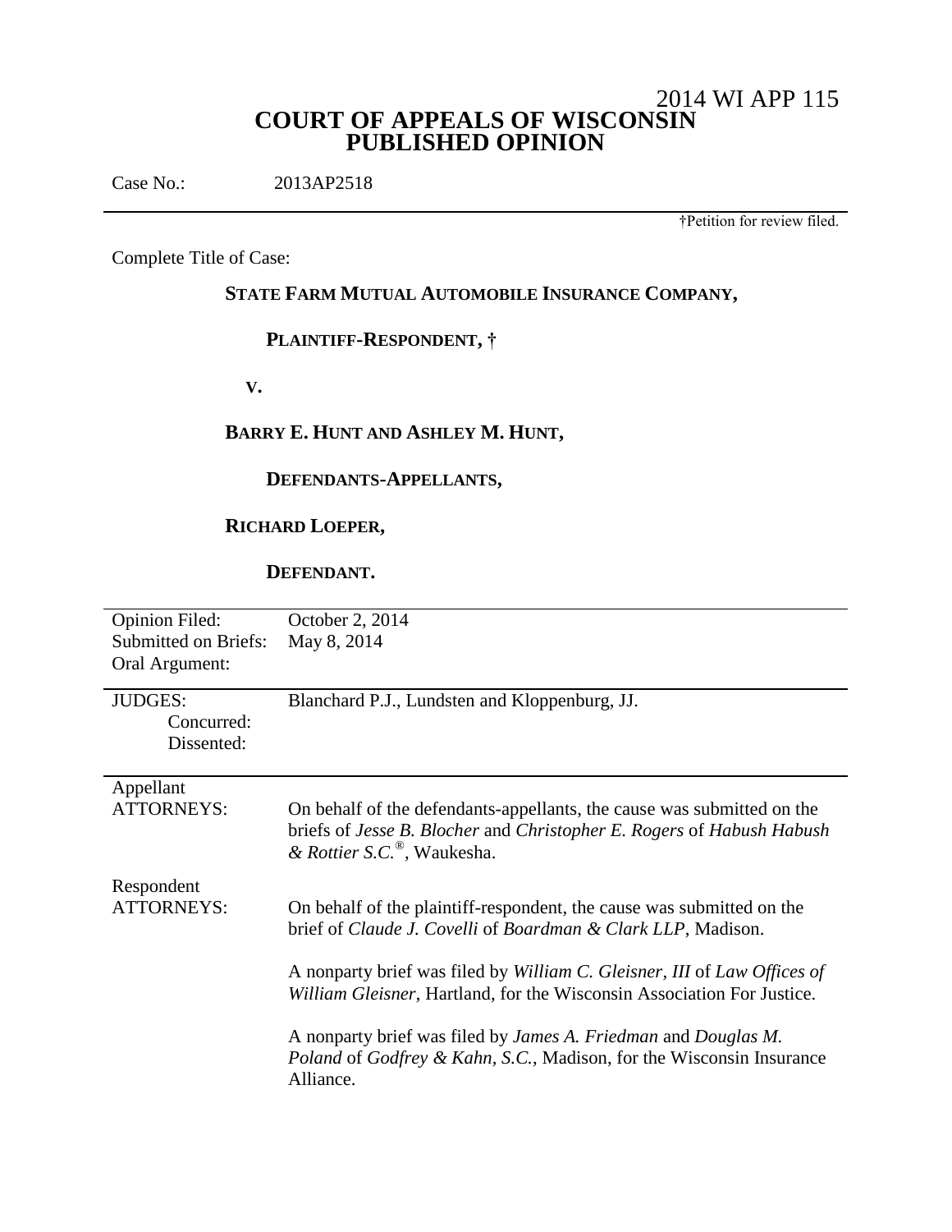2014 WI APP 115

# COURT OF APPEALS OF WISCONSIN
# PUBLISHED OPINION

Case No.: 2013AP2518

†Petition for review filed.

---

Complete Title of Case:

**STATE FARM MUTUAL AUTOMOBILE INSURANCE COMPANY,**

**PLAINTIFF-RESPONDENT, †**

**V.**

**BARRY E. HUNT AND ASHLEY M. HUNT,**

**DEFENDANTS-APPELLANTS,**

**RICHARD LOEPER,**

**DEFENDANT.**

---

| | |
|---|---|
| Opinion Filed: | October 2, 2014 |
| Submitted on Briefs: | May 8, 2014 |
| Oral Argument: | |

| | |
|---|---|
| JUDGES: | Blanchard P.J., Lundsten and Kloppenburg, JJ. |
| Concurred: | |
| Dissented: | |

| | |
|---|---|
| Appellant ATTORNEYS: | On behalf of the defendants-appellants, the cause was submitted on the briefs of *Jesse B. Blocher* and *Christopher E. Rogers* of *Habush Habush & Rottier S.C.*®, Waukesha. |
| Respondent ATTORNEYS: | On behalf of the plaintiff-respondent, the cause was submitted on the brief of *Claude J. Covelli* of *Boardman & Clark LLP*, Madison.<br><br>A nonparty brief was filed by *William C. Gleisner, III* of *Law Offices of William Gleisner*, Hartland, for the Wisconsin Association For Justice.<br><br>A nonparty brief was filed by *James A. Friedman* and *Douglas M. Poland* of *Godfrey & Kahn, S.C.*, Madison, for the Wisconsin Insurance Alliance. |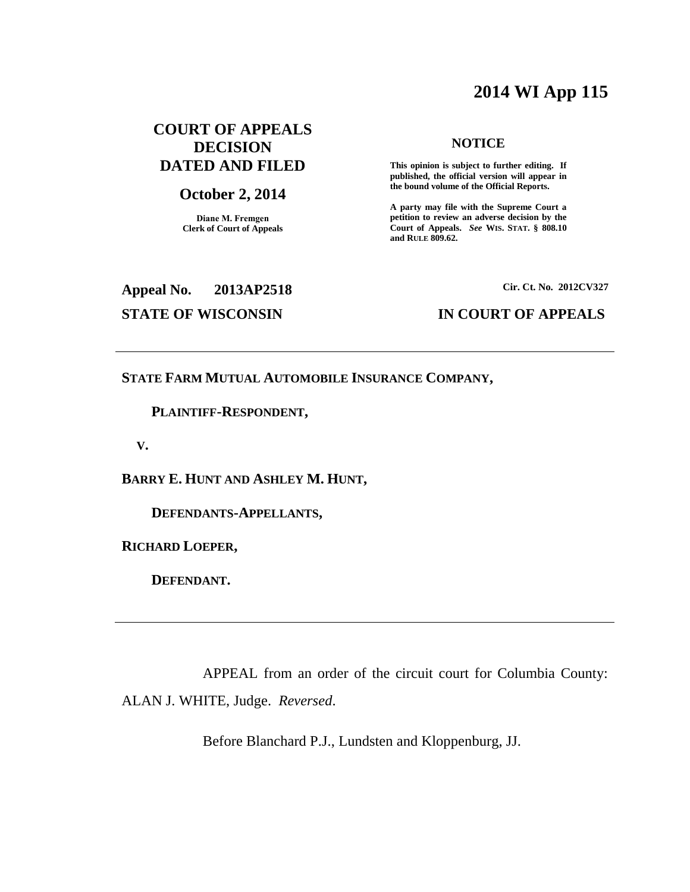# 2014 WI App 115

**COURT OF APPEALS DECISION DATED AND FILED**

**October 2, 2014**

**Diane M. Fremgen**
**Clerk of Court of Appeals**

**NOTICE**

**This opinion is subject to further editing. If published, the official version will appear in the bound volume of the Official Reports.**

**A party may file with the Supreme Court a petition to review an adverse decision by the Court of Appeals.** ***See*** **WIS. STAT. § 808.10 and RULE 809.62.**

**Appeal No. 2013AP2518** **Cir. Ct. No. 2012CV327**

**STATE OF WISCONSIN** **IN COURT OF APPEALS**

---

**STATE FARM MUTUAL AUTOMOBILE INSURANCE COMPANY,**

**PLAINTIFF-RESPONDENT,**

**V.**

**BARRY E. HUNT AND ASHLEY M. HUNT,**

**DEFENDANTS-APPELLANTS,**

**RICHARD LOEPER,**

**DEFENDANT.**

---

APPEAL from an order of the circuit court for Columbia County: ALAN J. WHITE, Judge. *Reversed*.

Before Blanchard P.J., Lundsten and Kloppenburg, JJ.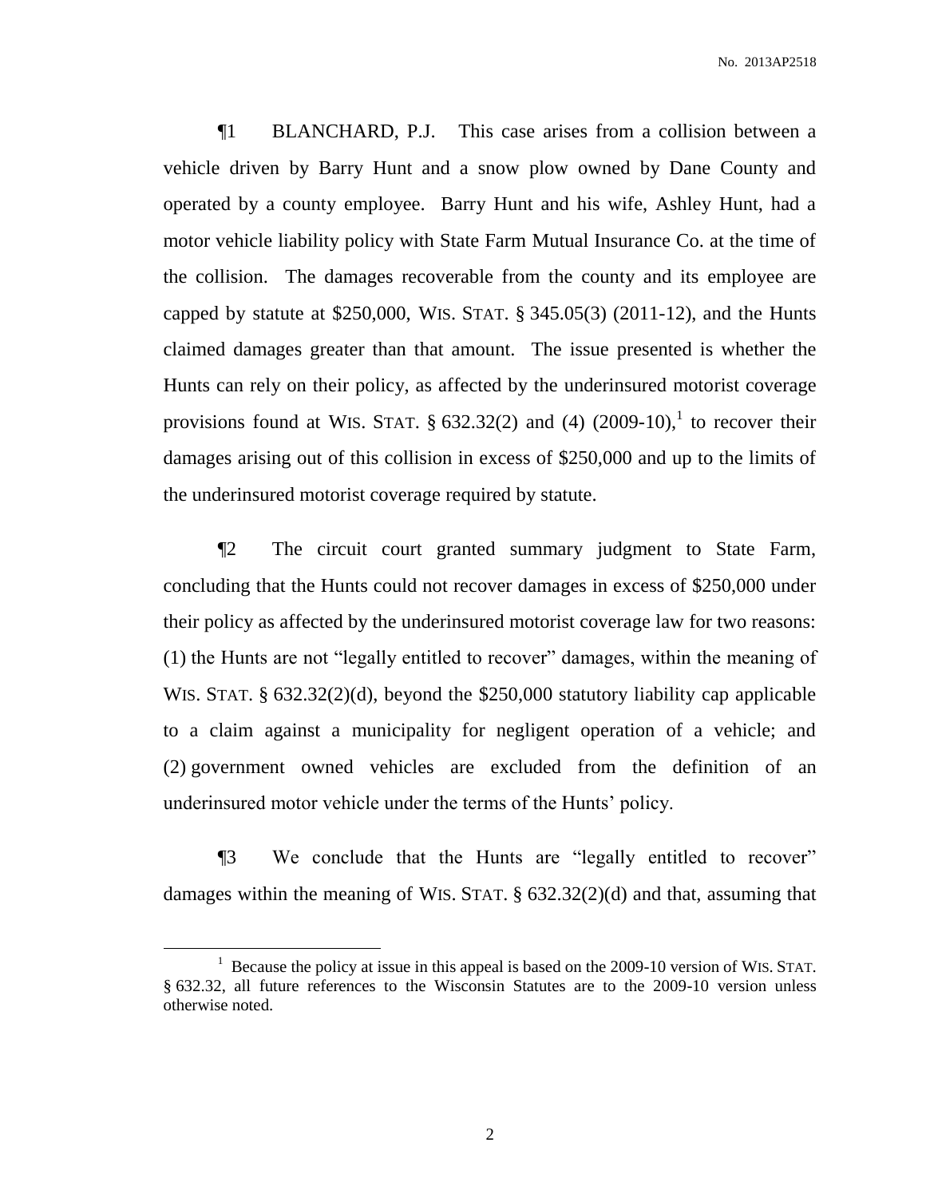¶1 BLANCHARD, P.J. This case arises from a collision between a vehicle driven by Barry Hunt and a snow plow owned by Dane County and operated by a county employee. Barry Hunt and his wife, Ashley Hunt, had a motor vehicle liability policy with State Farm Mutual Insurance Co. at the time of the collision. The damages recoverable from the county and its employee are capped by statute at $250,000, WIS. STAT. § 345.05(3) (2011-12), and the Hunts claimed damages greater than that amount. The issue presented is whether the Hunts can rely on their policy, as affected by the underinsured motorist coverage provisions found at WIS. STAT. § 632.32(2) and (4) (2009-10),[1] to recover their damages arising out of this collision in excess of $250,000 and up to the limits of the underinsured motorist coverage required by statute.

¶2 The circuit court granted summary judgment to State Farm, concluding that the Hunts could not recover damages in excess of $250,000 under their policy as affected by the underinsured motorist coverage law for two reasons: (1) the Hunts are not "legally entitled to recover" damages, within the meaning of WIS. STAT. § 632.32(2)(d), beyond the $250,000 statutory liability cap applicable to a claim against a municipality for negligent operation of a vehicle; and (2) government owned vehicles are excluded from the definition of an underinsured motor vehicle under the terms of the Hunts' policy.

¶3 We conclude that the Hunts are "legally entitled to recover" damages within the meaning of WIS. STAT. § 632.32(2)(d) and that, assuming that

[1] Because the policy at issue in this appeal is based on the 2009-10 version of WIS. STAT. § 632.32, all future references to the Wisconsin Statutes are to the 2009-10 version unless otherwise noted.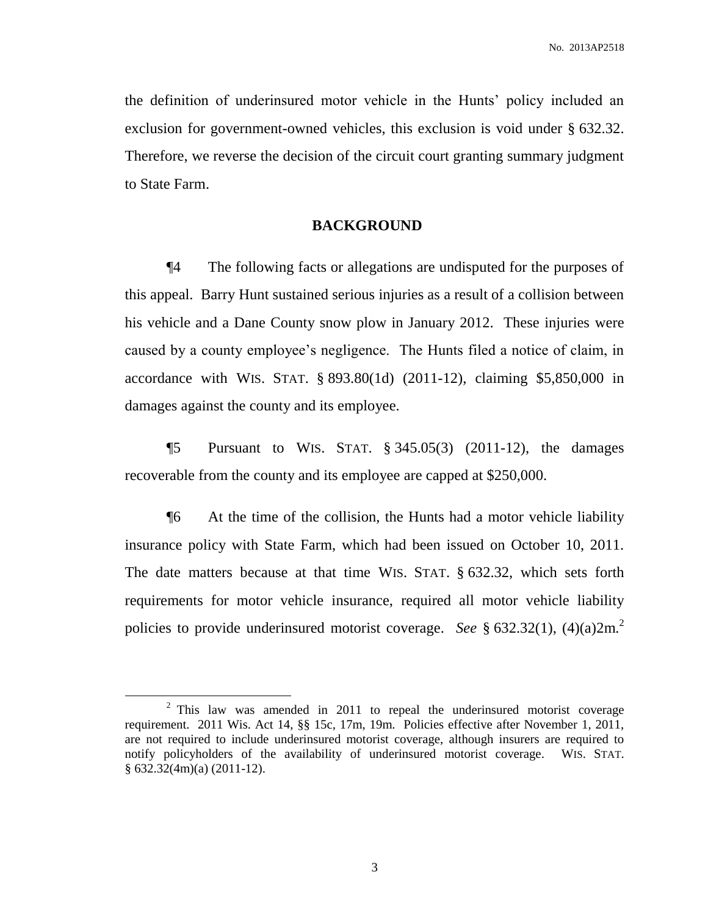the definition of underinsured motor vehicle in the Hunts' policy included an exclusion for government-owned vehicles, this exclusion is void under § 632.32. Therefore, we reverse the decision of the circuit court granting summary judgment to State Farm.

## BACKGROUND

¶4 The following facts or allegations are undisputed for the purposes of this appeal. Barry Hunt sustained serious injuries as a result of a collision between his vehicle and a Dane County snow plow in January 2012. These injuries were caused by a county employee's negligence. The Hunts filed a notice of claim, in accordance with WIS. STAT. § 893.80(1d) (2011-12), claiming \$5,850,000 in damages against the county and its employee.

¶5 Pursuant to WIS. STAT. § 345.05(3) (2011-12), the damages recoverable from the county and its employee are capped at \$250,000.

¶6 At the time of the collision, the Hunts had a motor vehicle liability insurance policy with State Farm, which had been issued on October 10, 2011. The date matters because at that time WIS. STAT. § 632.32, which sets forth requirements for motor vehicle insurance, required all motor vehicle liability policies to provide underinsured motorist coverage. *See* § 632.32(1), (4)(a)2m.[2]

---

[2] This law was amended in 2011 to repeal the underinsured motorist coverage requirement. 2011 Wis. Act 14, §§ 15c, 17m, 19m. Policies effective after November 1, 2011, are not required to include underinsured motorist coverage, although insurers are required to notify policyholders of the availability of underinsured motorist coverage. WIS. STAT. § 632.32(4m)(a) (2011-12).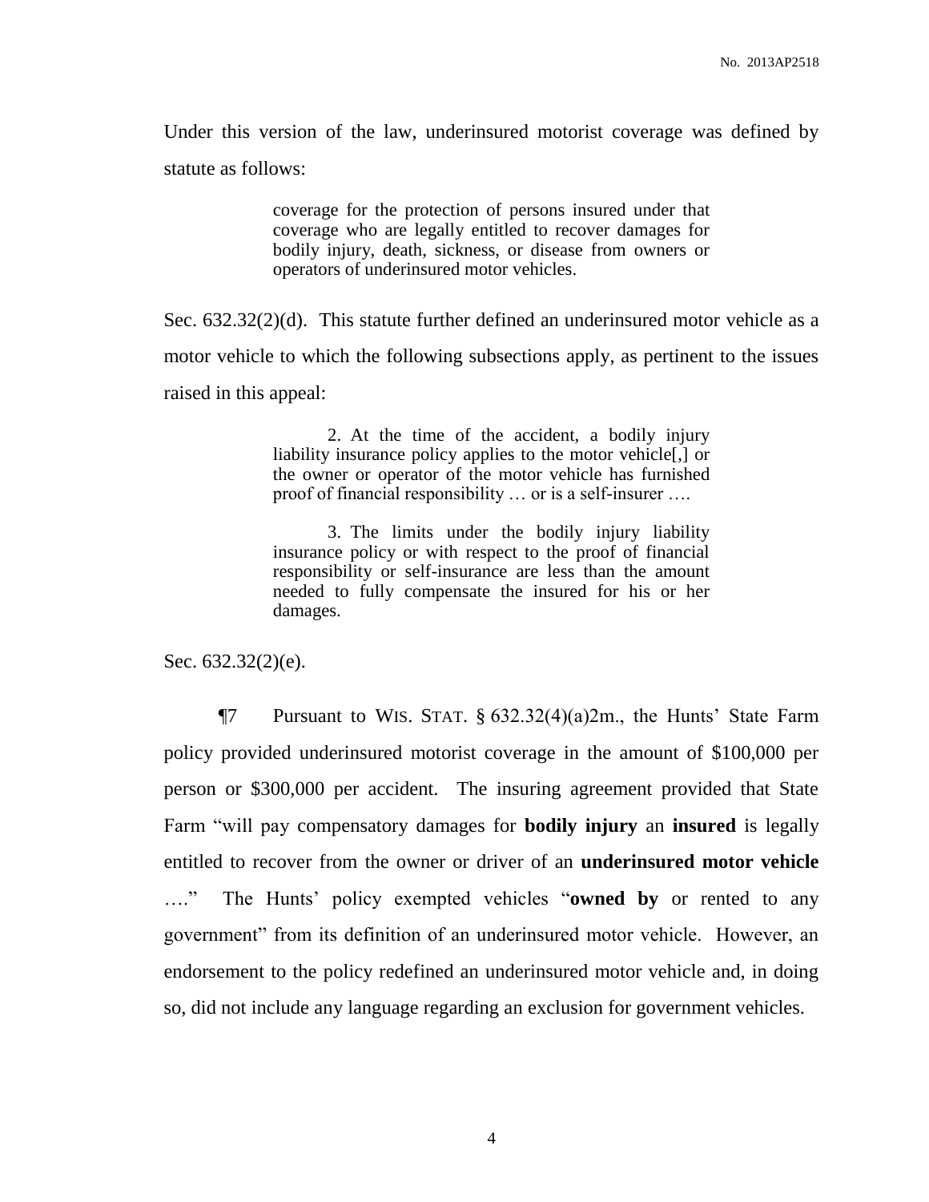Under this version of the law, underinsured motorist coverage was defined by statute as follows:

> coverage for the protection of persons insured under that coverage who are legally entitled to recover damages for bodily injury, death, sickness, or disease from owners or operators of underinsured motor vehicles.

Sec. 632.32(2)(d). This statute further defined an underinsured motor vehicle as a motor vehicle to which the following subsections apply, as pertinent to the issues raised in this appeal:

> 2. At the time of the accident, a bodily injury liability insurance policy applies to the motor vehicle[,] or the owner or operator of the motor vehicle has furnished proof of financial responsibility … or is a self-insurer ….
>
> 3. The limits under the bodily injury liability insurance policy or with respect to the proof of financial responsibility or self-insurance are less than the amount needed to fully compensate the insured for his or her damages.

Sec. 632.32(2)(e).

¶7 Pursuant to WIS. STAT. § 632.32(4)(a)2m., the Hunts' State Farm policy provided underinsured motorist coverage in the amount of $100,000 per person or $300,000 per accident. The insuring agreement provided that State Farm "will pay compensatory damages for **bodily injury** an **insured** is legally entitled to recover from the owner or driver of an **underinsured motor vehicle** …." The Hunts' policy exempted vehicles "**owned by** or rented to any government" from its definition of an underinsured motor vehicle. However, an endorsement to the policy redefined an underinsured motor vehicle and, in doing so, did not include any language regarding an exclusion for government vehicles.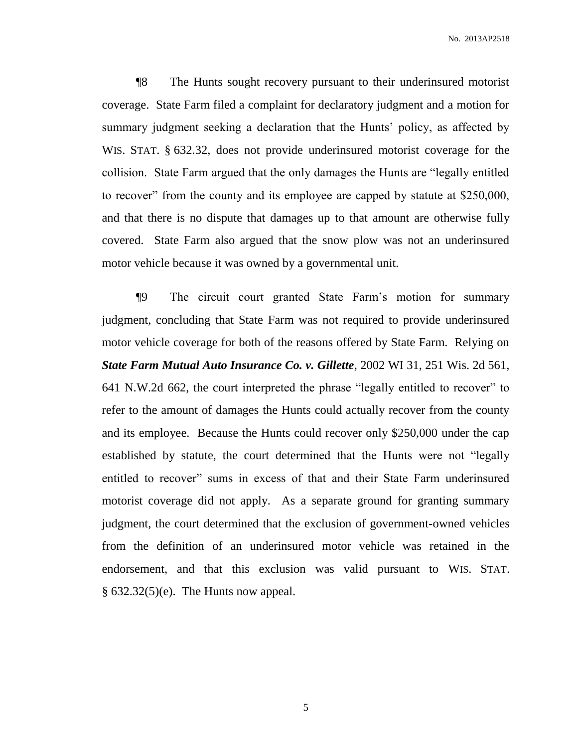¶8 The Hunts sought recovery pursuant to their underinsured motorist coverage. State Farm filed a complaint for declaratory judgment and a motion for summary judgment seeking a declaration that the Hunts' policy, as affected by WIS. STAT. § 632.32, does not provide underinsured motorist coverage for the collision. State Farm argued that the only damages the Hunts are "legally entitled to recover" from the county and its employee are capped by statute at $250,000, and that there is no dispute that damages up to that amount are otherwise fully covered. State Farm also argued that the snow plow was not an underinsured motor vehicle because it was owned by a governmental unit.

¶9 The circuit court granted State Farm's motion for summary judgment, concluding that State Farm was not required to provide underinsured motor vehicle coverage for both of the reasons offered by State Farm. Relying on ***State Farm Mutual Auto Insurance Co. v. Gillette***, 2002 WI 31, 251 Wis. 2d 561, 641 N.W.2d 662, the court interpreted the phrase "legally entitled to recover" to refer to the amount of damages the Hunts could actually recover from the county and its employee. Because the Hunts could recover only $250,000 under the cap established by statute, the court determined that the Hunts were not "legally entitled to recover" sums in excess of that and their State Farm underinsured motorist coverage did not apply. As a separate ground for granting summary judgment, the court determined that the exclusion of government-owned vehicles from the definition of an underinsured motor vehicle was retained in the endorsement, and that this exclusion was valid pursuant to WIS. STAT. § 632.32(5)(e). The Hunts now appeal.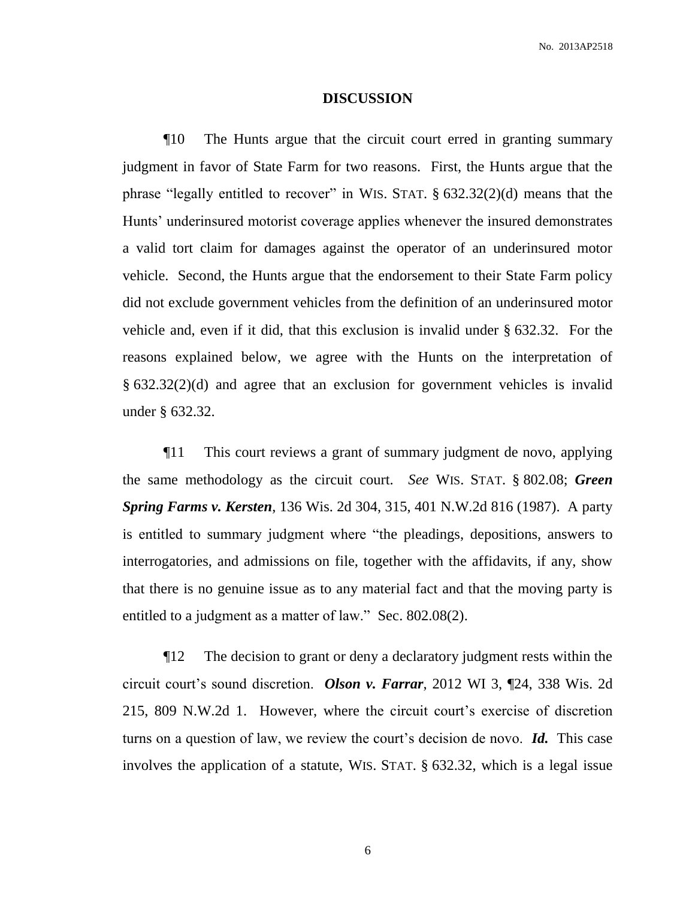## DISCUSSION

¶10 The Hunts argue that the circuit court erred in granting summary judgment in favor of State Farm for two reasons. First, the Hunts argue that the phrase "legally entitled to recover" in WIS. STAT. § 632.32(2)(d) means that the Hunts' underinsured motorist coverage applies whenever the insured demonstrates a valid tort claim for damages against the operator of an underinsured motor vehicle. Second, the Hunts argue that the endorsement to their State Farm policy did not exclude government vehicles from the definition of an underinsured motor vehicle and, even if it did, that this exclusion is invalid under § 632.32. For the reasons explained below, we agree with the Hunts on the interpretation of § 632.32(2)(d) and agree that an exclusion for government vehicles is invalid under § 632.32.

¶11 This court reviews a grant of summary judgment de novo, applying the same methodology as the circuit court. *See* WIS. STAT. § 802.08; ***Green Spring Farms v. Kersten***, 136 Wis. 2d 304, 315, 401 N.W.2d 816 (1987). A party is entitled to summary judgment where "the pleadings, depositions, answers to interrogatories, and admissions on file, together with the affidavits, if any, show that there is no genuine issue as to any material fact and that the moving party is entitled to a judgment as a matter of law." Sec. 802.08(2).

¶12 The decision to grant or deny a declaratory judgment rests within the circuit court's sound discretion. ***Olson v. Farrar***, 2012 WI 3, ¶24, 338 Wis. 2d 215, 809 N.W.2d 1. However, where the circuit court's exercise of discretion turns on a question of law, we review the court's decision de novo. ***Id.*** This case involves the application of a statute, WIS. STAT. § 632.32, which is a legal issue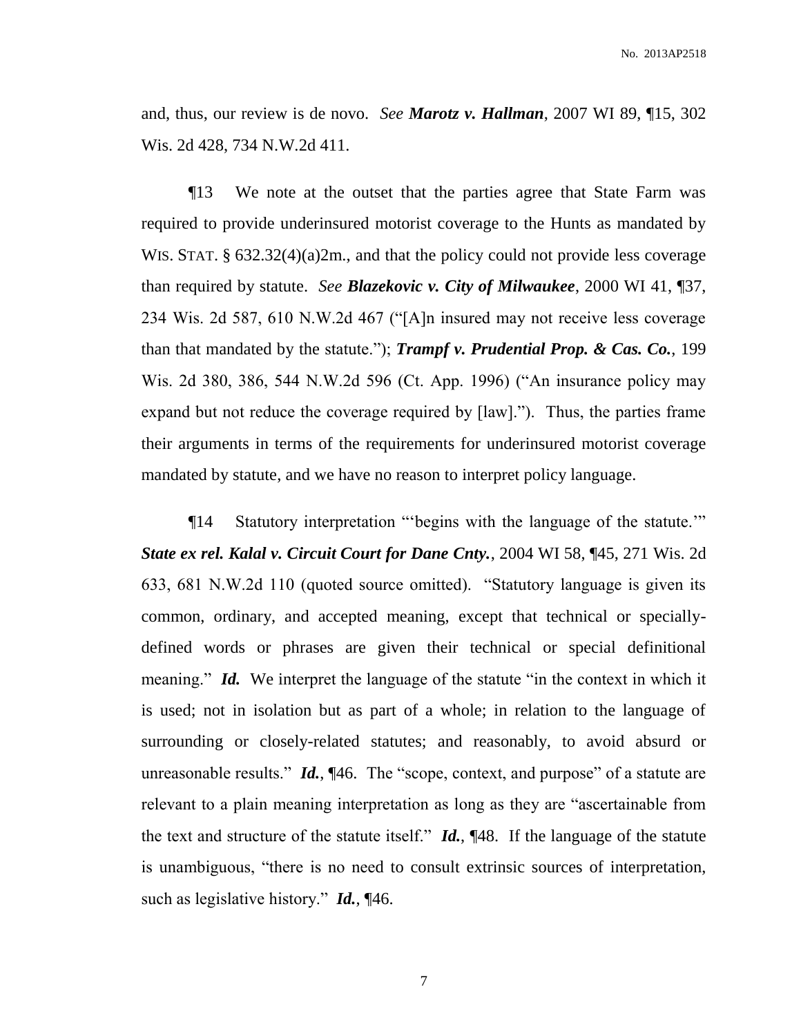and, thus, our review is de novo. *See* ***Marotz v. Hallman***, 2007 WI 89, ¶15, 302 Wis. 2d 428, 734 N.W.2d 411.

¶13 We note at the outset that the parties agree that State Farm was required to provide underinsured motorist coverage to the Hunts as mandated by WIS. STAT. § 632.32(4)(a)2m., and that the policy could not provide less coverage than required by statute. *See* ***Blazekovic v. City of Milwaukee***, 2000 WI 41, ¶37, 234 Wis. 2d 587, 610 N.W.2d 467 ("[A]n insured may not receive less coverage than that mandated by the statute."); ***Trampf v. Prudential Prop. & Cas. Co.***, 199 Wis. 2d 380, 386, 544 N.W.2d 596 (Ct. App. 1996) ("An insurance policy may expand but not reduce the coverage required by [law]."). Thus, the parties frame their arguments in terms of the requirements for underinsured motorist coverage mandated by statute, and we have no reason to interpret policy language.

¶14 Statutory interpretation "'begins with the language of the statute.'" ***State ex rel. Kalal v. Circuit Court for Dane Cnty.***, 2004 WI 58, ¶45, 271 Wis. 2d 633, 681 N.W.2d 110 (quoted source omitted). "Statutory language is given its common, ordinary, and accepted meaning, except that technical or specially-defined words or phrases are given their technical or special definitional meaning." ***Id.*** We interpret the language of the statute "in the context in which it is used; not in isolation but as part of a whole; in relation to the language of surrounding or closely-related statutes; and reasonably, to avoid absurd or unreasonable results." ***Id.***, ¶46. The "scope, context, and purpose" of a statute are relevant to a plain meaning interpretation as long as they are "ascertainable from the text and structure of the statute itself." ***Id.***, ¶48. If the language of the statute is unambiguous, "there is no need to consult extrinsic sources of interpretation, such as legislative history." ***Id.***, ¶46.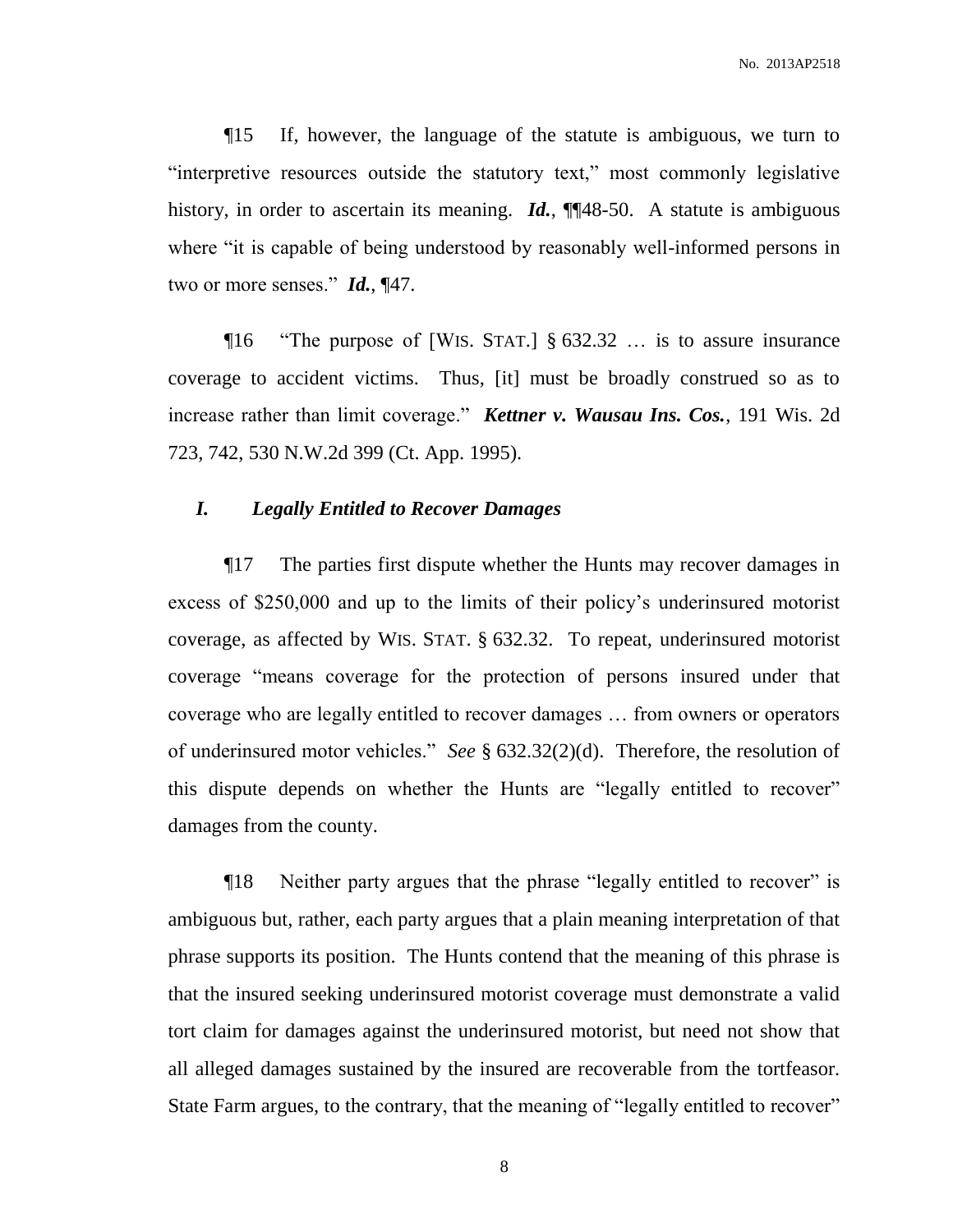¶15 If, however, the language of the statute is ambiguous, we turn to "interpretive resources outside the statutory text," most commonly legislative history, in order to ascertain its meaning. ***Id.***, ¶¶48-50. A statute is ambiguous where "it is capable of being understood by reasonably well-informed persons in two or more senses." ***Id.***, ¶47.

¶16 "The purpose of [WIS. STAT.] § 632.32 … is to assure insurance coverage to accident victims. Thus, [it] must be broadly construed so as to increase rather than limit coverage." ***Kettner v. Wausau Ins. Cos.***, 191 Wis. 2d 723, 742, 530 N.W.2d 399 (Ct. App. 1995).

### *I. Legally Entitled to Recover Damages*

¶17 The parties first dispute whether the Hunts may recover damages in excess of $250,000 and up to the limits of their policy's underinsured motorist coverage, as affected by WIS. STAT. § 632.32. To repeat, underinsured motorist coverage "means coverage for the protection of persons insured under that coverage who are legally entitled to recover damages … from owners or operators of underinsured motor vehicles." *See* § 632.32(2)(d). Therefore, the resolution of this dispute depends on whether the Hunts are "legally entitled to recover" damages from the county.

¶18 Neither party argues that the phrase "legally entitled to recover" is ambiguous but, rather, each party argues that a plain meaning interpretation of that phrase supports its position. The Hunts contend that the meaning of this phrase is that the insured seeking underinsured motorist coverage must demonstrate a valid tort claim for damages against the underinsured motorist, but need not show that all alleged damages sustained by the insured are recoverable from the tortfeasor. State Farm argues, to the contrary, that the meaning of "legally entitled to recover"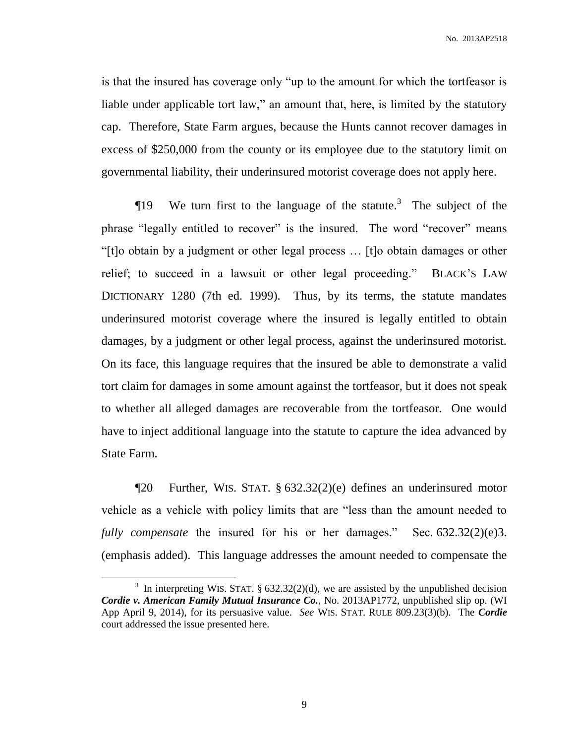is that the insured has coverage only "up to the amount for which the tortfeasor is liable under applicable tort law," an amount that, here, is limited by the statutory cap. Therefore, State Farm argues, because the Hunts cannot recover damages in excess of $250,000 from the county or its employee due to the statutory limit on governmental liability, their underinsured motorist coverage does not apply here.

¶19 We turn first to the language of the statute.[3] The subject of the phrase "legally entitled to recover" is the insured. The word "recover" means "[t]o obtain by a judgment or other legal process … [t]o obtain damages or other relief; to succeed in a lawsuit or other legal proceeding." BLACK'S LAW DICTIONARY 1280 (7th ed. 1999). Thus, by its terms, the statute mandates underinsured motorist coverage where the insured is legally entitled to obtain damages, by a judgment or other legal process, against the underinsured motorist. On its face, this language requires that the insured be able to demonstrate a valid tort claim for damages in some amount against the tortfeasor, but it does not speak to whether all alleged damages are recoverable from the tortfeasor. One would have to inject additional language into the statute to capture the idea advanced by State Farm.

¶20 Further, WIS. STAT. § 632.32(2)(e) defines an underinsured motor vehicle as a vehicle with policy limits that are "less than the amount needed to *fully compensate* the insured for his or her damages." Sec. 632.32(2)(e)3. (emphasis added). This language addresses the amount needed to compensate the

---

[3] In interpreting WIS. STAT. § 632.32(2)(d), we are assisted by the unpublished decision ***Cordie v. American Family Mutual Insurance Co.***, No. 2013AP1772, unpublished slip op. (WI App April 9, 2014), for its persuasive value. *See* WIS. STAT. RULE 809.23(3)(b). The ***Cordie*** court addressed the issue presented here.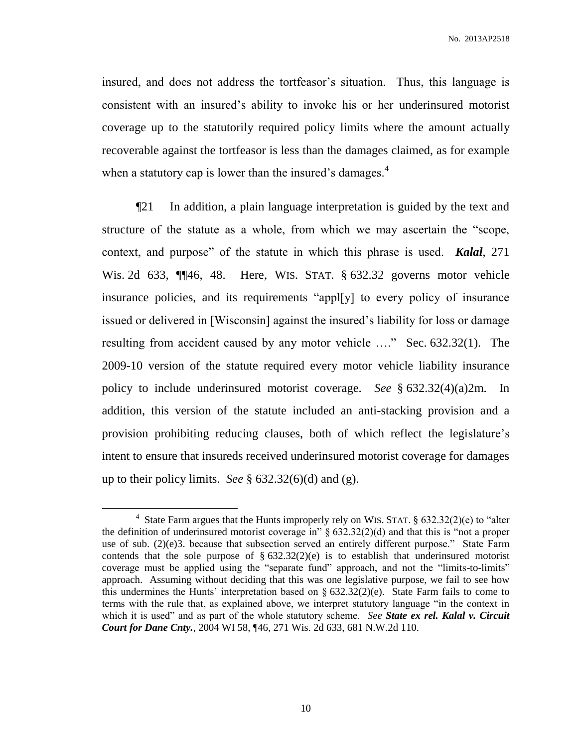insured, and does not address the tortfeasor's situation. Thus, this language is consistent with an insured's ability to invoke his or her underinsured motorist coverage up to the statutorily required policy limits where the amount actually recoverable against the tortfeasor is less than the damages claimed, as for example when a statutory cap is lower than the insured's damages.[4]

¶21 In addition, a plain language interpretation is guided by the text and structure of the statute as a whole, from which we may ascertain the "scope, context, and purpose" of the statute in which this phrase is used. ***Kalal***, 271 Wis. 2d 633, ¶¶46, 48. Here, WIS. STAT. § 632.32 governs motor vehicle insurance policies, and its requirements "appl[y] to every policy of insurance issued or delivered in [Wisconsin] against the insured's liability for loss or damage resulting from accident caused by any motor vehicle …." Sec. 632.32(1). The 2009-10 version of the statute required every motor vehicle liability insurance policy to include underinsured motorist coverage. *See* § 632.32(4)(a)2m. In addition, this version of the statute included an anti-stacking provision and a provision prohibiting reducing clauses, both of which reflect the legislature's intent to ensure that insureds received underinsured motorist coverage for damages up to their policy limits. *See* § 632.32(6)(d) and (g).

---

[4] State Farm argues that the Hunts improperly rely on WIS. STAT. § 632.32(2)(e) to "alter the definition of underinsured motorist coverage in" § 632.32(2)(d) and that this is "not a proper use of sub. (2)(e)3. because that subsection served an entirely different purpose." State Farm contends that the sole purpose of § 632.32(2)(e) is to establish that underinsured motorist coverage must be applied using the "separate fund" approach, and not the "limits-to-limits" approach. Assuming without deciding that this was one legislative purpose, we fail to see how this undermines the Hunts' interpretation based on § 632.32(2)(e). State Farm fails to come to terms with the rule that, as explained above, we interpret statutory language "in the context in which it is used" and as part of the whole statutory scheme. *See* ***State ex rel. Kalal v. Circuit Court for Dane Cnty.***, 2004 WI 58, ¶46, 271 Wis. 2d 633, 681 N.W.2d 110.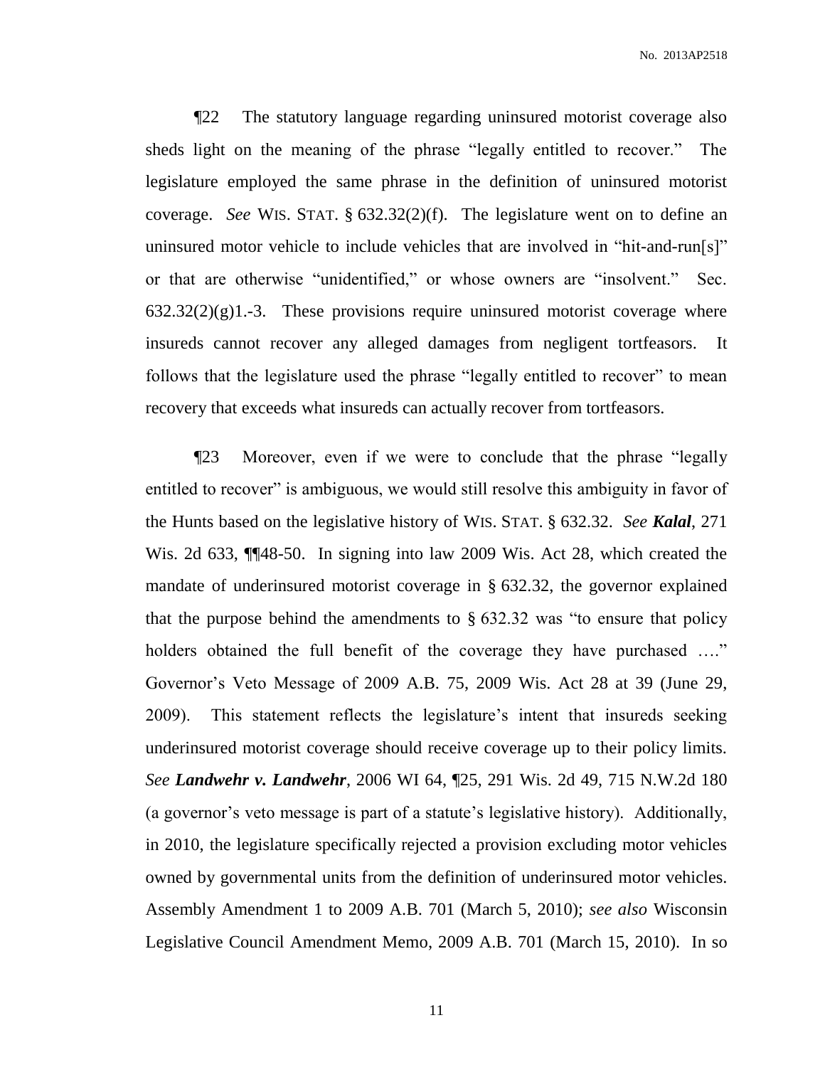¶22 The statutory language regarding uninsured motorist coverage also sheds light on the meaning of the phrase "legally entitled to recover." The legislature employed the same phrase in the definition of uninsured motorist coverage. *See* WIS. STAT. § 632.32(2)(f). The legislature went on to define an uninsured motor vehicle to include vehicles that are involved in "hit-and-run[s]" or that are otherwise "unidentified," or whose owners are "insolvent." Sec. 632.32(2)(g)1.-3. These provisions require uninsured motorist coverage where insureds cannot recover any alleged damages from negligent tortfeasors. It follows that the legislature used the phrase "legally entitled to recover" to mean recovery that exceeds what insureds can actually recover from tortfeasors.

¶23 Moreover, even if we were to conclude that the phrase "legally entitled to recover" is ambiguous, we would still resolve this ambiguity in favor of the Hunts based on the legislative history of WIS. STAT. § 632.32. *See* ***Kalal***, 271 Wis. 2d 633, ¶¶48-50. In signing into law 2009 Wis. Act 28, which created the mandate of underinsured motorist coverage in § 632.32, the governor explained that the purpose behind the amendments to § 632.32 was "to ensure that policy holders obtained the full benefit of the coverage they have purchased …." Governor's Veto Message of 2009 A.B. 75, 2009 Wis. Act 28 at 39 (June 29, 2009). This statement reflects the legislature's intent that insureds seeking underinsured motorist coverage should receive coverage up to their policy limits. *See* ***Landwehr v. Landwehr***, 2006 WI 64, ¶25, 291 Wis. 2d 49, 715 N.W.2d 180 (a governor's veto message is part of a statute's legislative history). Additionally, in 2010, the legislature specifically rejected a provision excluding motor vehicles owned by governmental units from the definition of underinsured motor vehicles. Assembly Amendment 1 to 2009 A.B. 701 (March 5, 2010); *see also* Wisconsin Legislative Council Amendment Memo, 2009 A.B. 701 (March 15, 2010). In so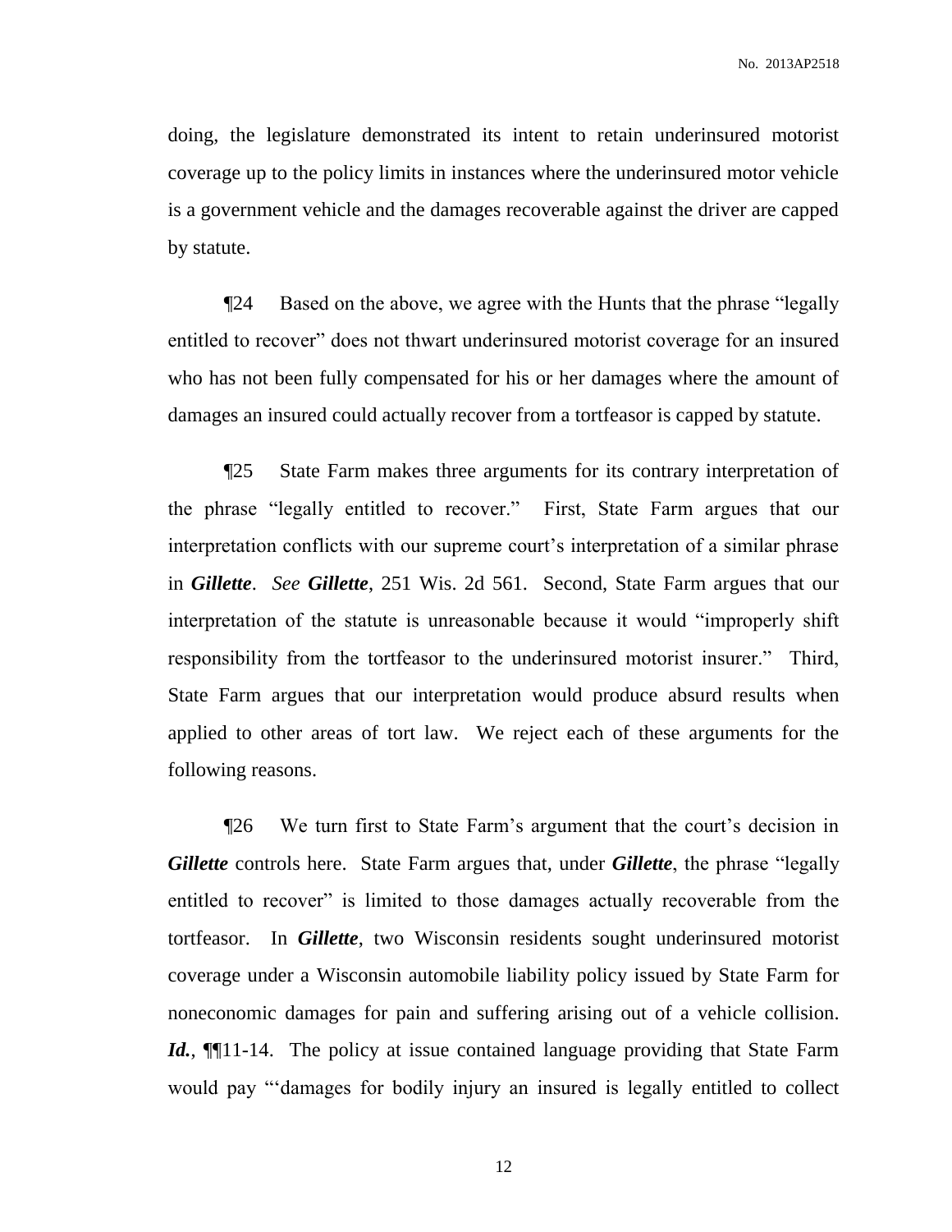doing, the legislature demonstrated its intent to retain underinsured motorist coverage up to the policy limits in instances where the underinsured motor vehicle is a government vehicle and the damages recoverable against the driver are capped by statute.

¶24 Based on the above, we agree with the Hunts that the phrase "legally entitled to recover" does not thwart underinsured motorist coverage for an insured who has not been fully compensated for his or her damages where the amount of damages an insured could actually recover from a tortfeasor is capped by statute.

¶25 State Farm makes three arguments for its contrary interpretation of the phrase "legally entitled to recover." First, State Farm argues that our interpretation conflicts with our supreme court's interpretation of a similar phrase in ***Gillette***. *See* ***Gillette***, 251 Wis. 2d 561. Second, State Farm argues that our interpretation of the statute is unreasonable because it would "improperly shift responsibility from the tortfeasor to the underinsured motorist insurer." Third, State Farm argues that our interpretation would produce absurd results when applied to other areas of tort law. We reject each of these arguments for the following reasons.

¶26 We turn first to State Farm's argument that the court's decision in ***Gillette*** controls here. State Farm argues that, under ***Gillette***, the phrase "legally entitled to recover" is limited to those damages actually recoverable from the tortfeasor. In ***Gillette***, two Wisconsin residents sought underinsured motorist coverage under a Wisconsin automobile liability policy issued by State Farm for noneconomic damages for pain and suffering arising out of a vehicle collision. ***Id.***, ¶¶11-14. The policy at issue contained language providing that State Farm would pay "'damages for bodily injury an insured is legally entitled to collect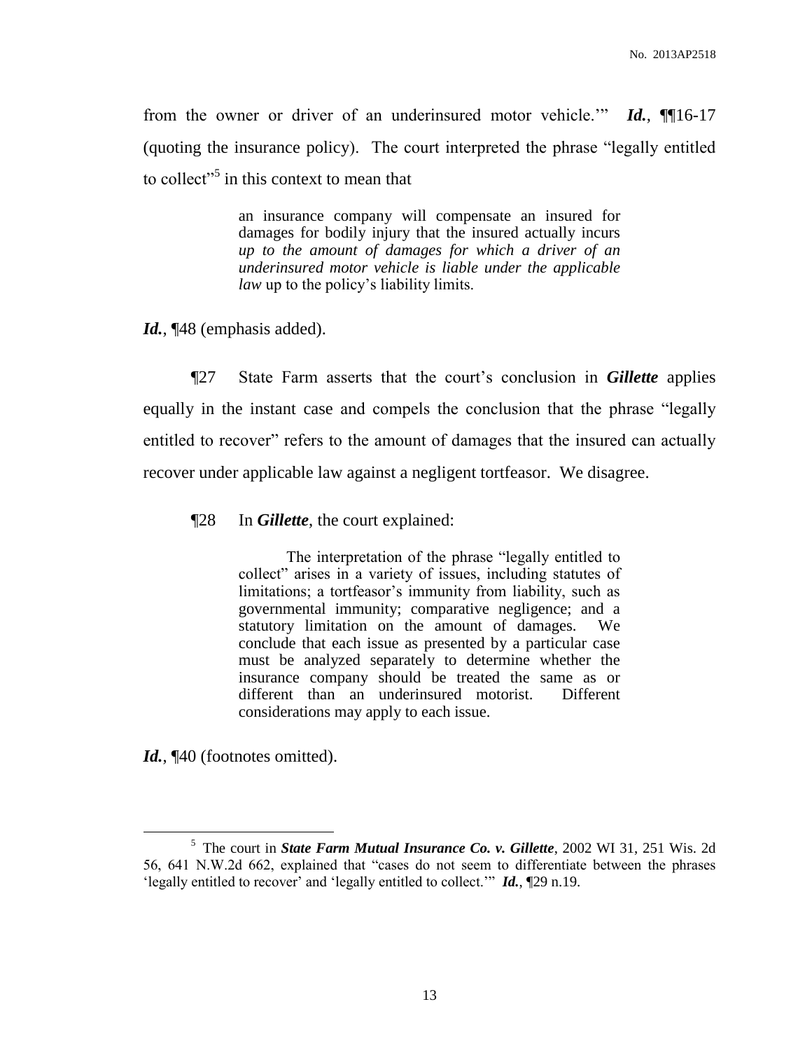from the owner or driver of an underinsured motor vehicle.'" ***Id.***, ¶¶16-17 (quoting the insurance policy). The court interpreted the phrase "legally entitled to collect"[5] in this context to mean that

> an insurance company will compensate an insured for damages for bodily injury that the insured actually incurs *up to the amount of damages for which a driver of an underinsured motor vehicle is liable under the applicable law* up to the policy's liability limits.

***Id.***, ¶48 (emphasis added).

¶27 State Farm asserts that the court's conclusion in ***Gillette*** applies equally in the instant case and compels the conclusion that the phrase "legally entitled to recover" refers to the amount of damages that the insured can actually recover under applicable law against a negligent tortfeasor. We disagree.

¶28 In ***Gillette***, the court explained:

> The interpretation of the phrase "legally entitled to collect" arises in a variety of issues, including statutes of limitations; a tortfeasor's immunity from liability, such as governmental immunity; comparative negligence; and a statutory limitation on the amount of damages. We conclude that each issue as presented by a particular case must be analyzed separately to determine whether the insurance company should be treated the same as or different than an underinsured motorist. Different considerations may apply to each issue.

***Id.***, ¶40 (footnotes omitted).

---

[5] The court in ***State Farm Mutual Insurance Co. v. Gillette***, 2002 WI 31, 251 Wis. 2d 56, 641 N.W.2d 662, explained that "cases do not seem to differentiate between the phrases 'legally entitled to recover' and 'legally entitled to collect.'" ***Id.***, ¶29 n.19.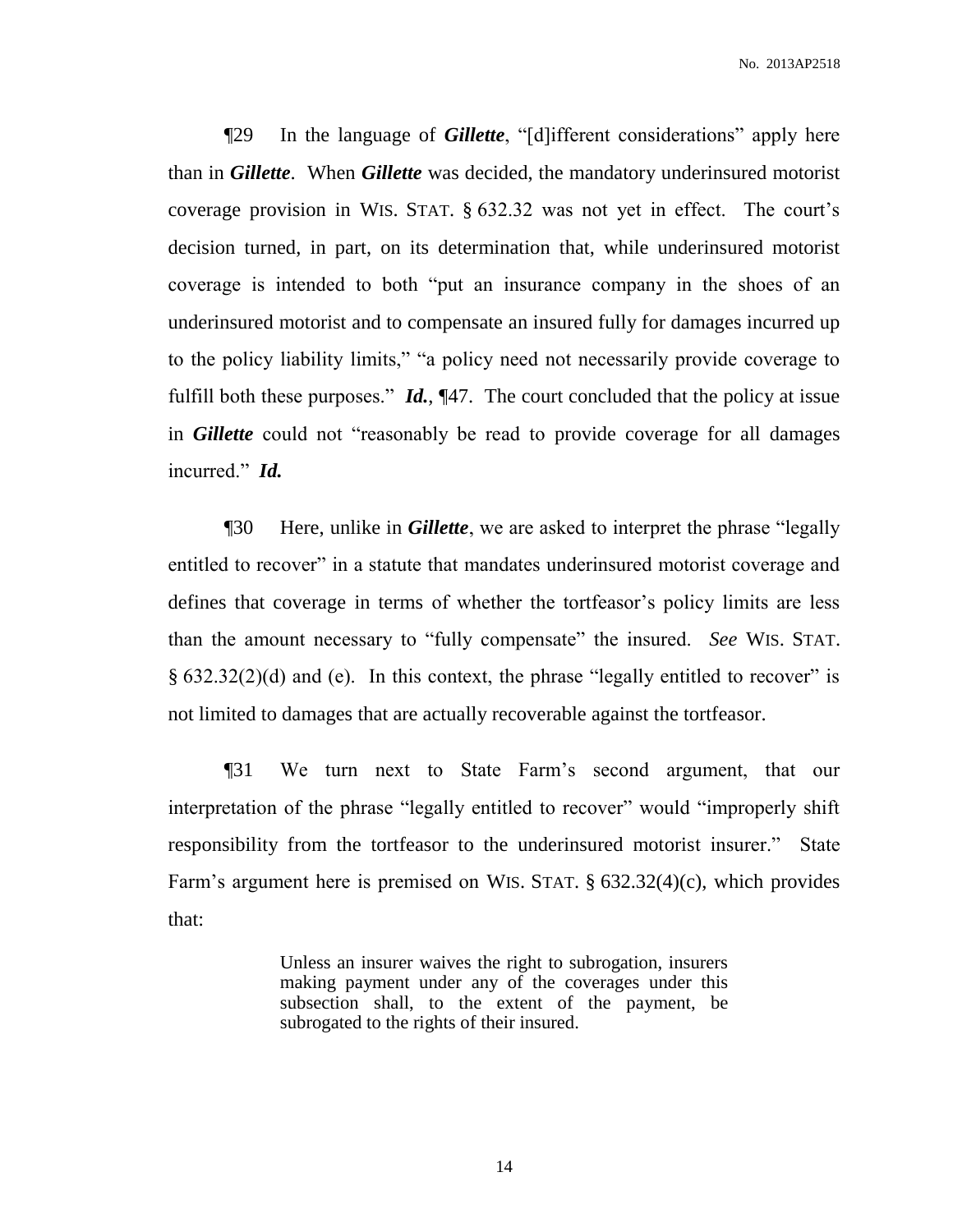¶29 In the language of ***Gillette***, "[d]ifferent considerations" apply here than in ***Gillette***. When ***Gillette*** was decided, the mandatory underinsured motorist coverage provision in WIS. STAT. § 632.32 was not yet in effect. The court's decision turned, in part, on its determination that, while underinsured motorist coverage is intended to both "put an insurance company in the shoes of an underinsured motorist and to compensate an insured fully for damages incurred up to the policy liability limits," "a policy need not necessarily provide coverage to fulfill both these purposes." ***Id.***, ¶47. The court concluded that the policy at issue in ***Gillette*** could not "reasonably be read to provide coverage for all damages incurred." ***Id.***

¶30 Here, unlike in ***Gillette***, we are asked to interpret the phrase "legally entitled to recover" in a statute that mandates underinsured motorist coverage and defines that coverage in terms of whether the tortfeasor's policy limits are less than the amount necessary to "fully compensate" the insured. *See* WIS. STAT. § 632.32(2)(d) and (e). In this context, the phrase "legally entitled to recover" is not limited to damages that are actually recoverable against the tortfeasor.

¶31 We turn next to State Farm's second argument, that our interpretation of the phrase "legally entitled to recover" would "improperly shift responsibility from the tortfeasor to the underinsured motorist insurer." State Farm's argument here is premised on WIS. STAT. § 632.32(4)(c), which provides that:

> Unless an insurer waives the right to subrogation, insurers making payment under any of the coverages under this subsection shall, to the extent of the payment, be subrogated to the rights of their insured.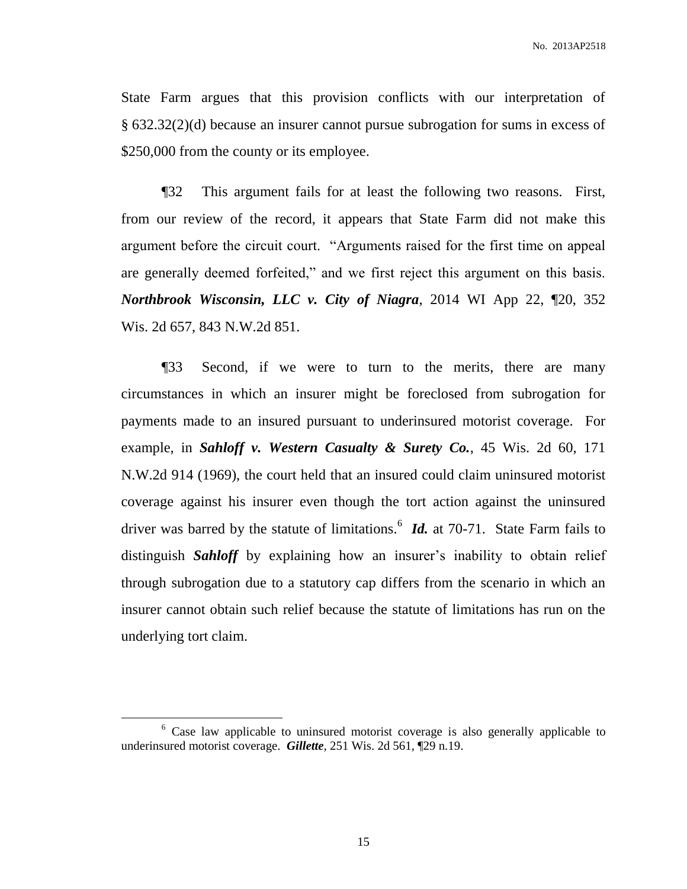State Farm argues that this provision conflicts with our interpretation of § 632.32(2)(d) because an insurer cannot pursue subrogation for sums in excess of $250,000 from the county or its employee.

¶32 This argument fails for at least the following two reasons. First, from our review of the record, it appears that State Farm did not make this argument before the circuit court. "Arguments raised for the first time on appeal are generally deemed forfeited," and we first reject this argument on this basis. ***Northbrook Wisconsin, LLC v. City of Niagra***, 2014 WI App 22, ¶20, 352 Wis. 2d 657, 843 N.W.2d 851.

¶33 Second, if we were to turn to the merits, there are many circumstances in which an insurer might be foreclosed from subrogation for payments made to an insured pursuant to underinsured motorist coverage. For example, in ***Sahloff v. Western Casualty & Surety Co.***, 45 Wis. 2d 60, 171 N.W.2d 914 (1969), the court held that an insured could claim uninsured motorist coverage against his insurer even though the tort action against the uninsured driver was barred by the statute of limitations.[6] ***Id.*** at 70-71. State Farm fails to distinguish ***Sahloff*** by explaining how an insurer's inability to obtain relief through subrogation due to a statutory cap differs from the scenario in which an insurer cannot obtain such relief because the statute of limitations has run on the underlying tort claim.

---

[6] Case law applicable to uninsured motorist coverage is also generally applicable to underinsured motorist coverage. ***Gillette***, 251 Wis. 2d 561, ¶29 n.19.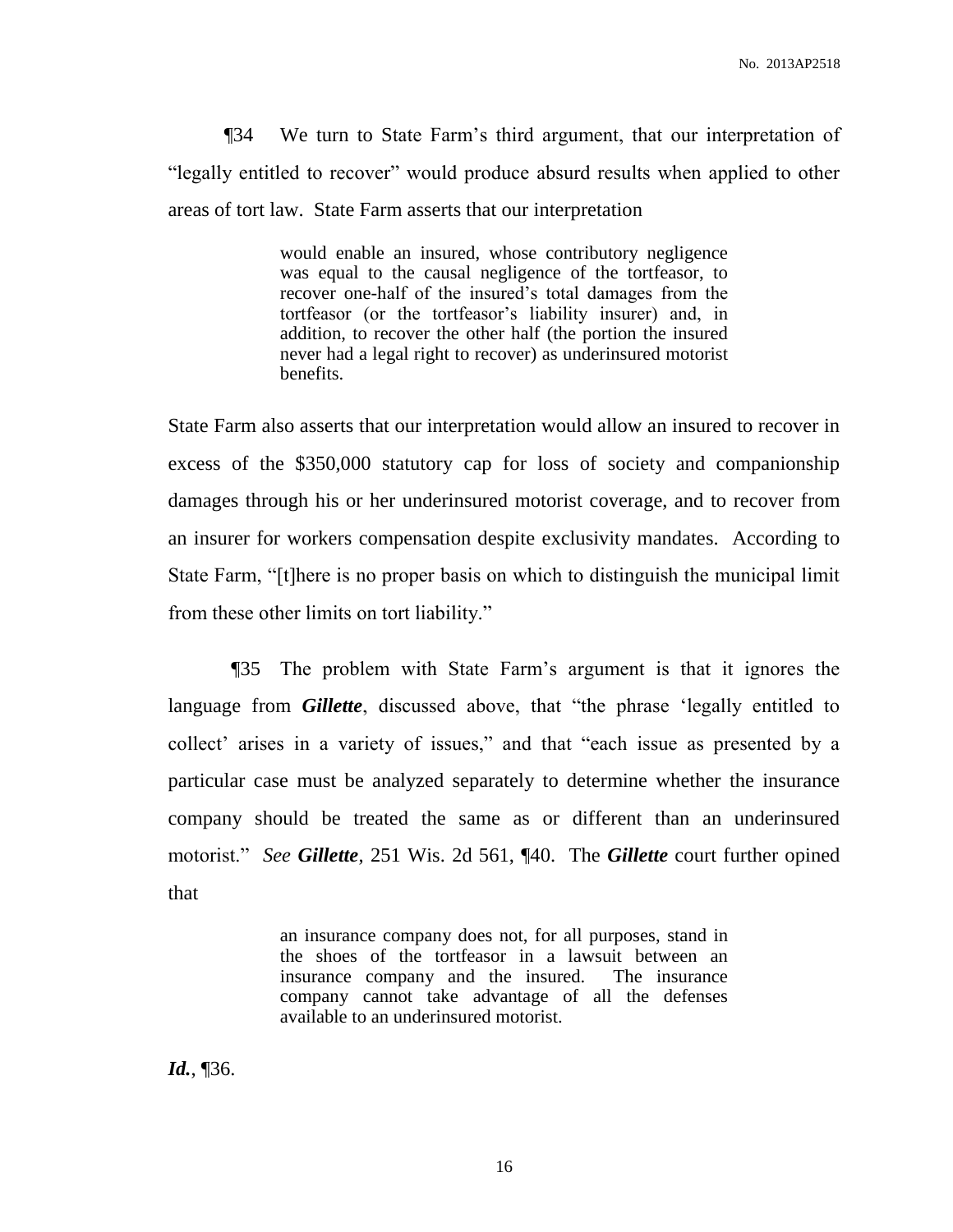¶34 We turn to State Farm's third argument, that our interpretation of "legally entitled to recover" would produce absurd results when applied to other areas of tort law. State Farm asserts that our interpretation

> would enable an insured, whose contributory negligence was equal to the causal negligence of the tortfeasor, to recover one-half of the insured's total damages from the tortfeasor (or the tortfeasor's liability insurer) and, in addition, to recover the other half (the portion the insured never had a legal right to recover) as underinsured motorist benefits.

State Farm also asserts that our interpretation would allow an insured to recover in excess of the $350,000 statutory cap for loss of society and companionship damages through his or her underinsured motorist coverage, and to recover from an insurer for workers compensation despite exclusivity mandates. According to State Farm, "[t]here is no proper basis on which to distinguish the municipal limit from these other limits on tort liability."

¶35 The problem with State Farm's argument is that it ignores the language from ***Gillette***, discussed above, that "the phrase 'legally entitled to collect' arises in a variety of issues," and that "each issue as presented by a particular case must be analyzed separately to determine whether the insurance company should be treated the same as or different than an underinsured motorist." *See* ***Gillette***, 251 Wis. 2d 561, ¶40. The ***Gillette*** court further opined that

> an insurance company does not, for all purposes, stand in the shoes of the tortfeasor in a lawsuit between an insurance company and the insured. The insurance company cannot take advantage of all the defenses available to an underinsured motorist.

***Id.***, ¶36.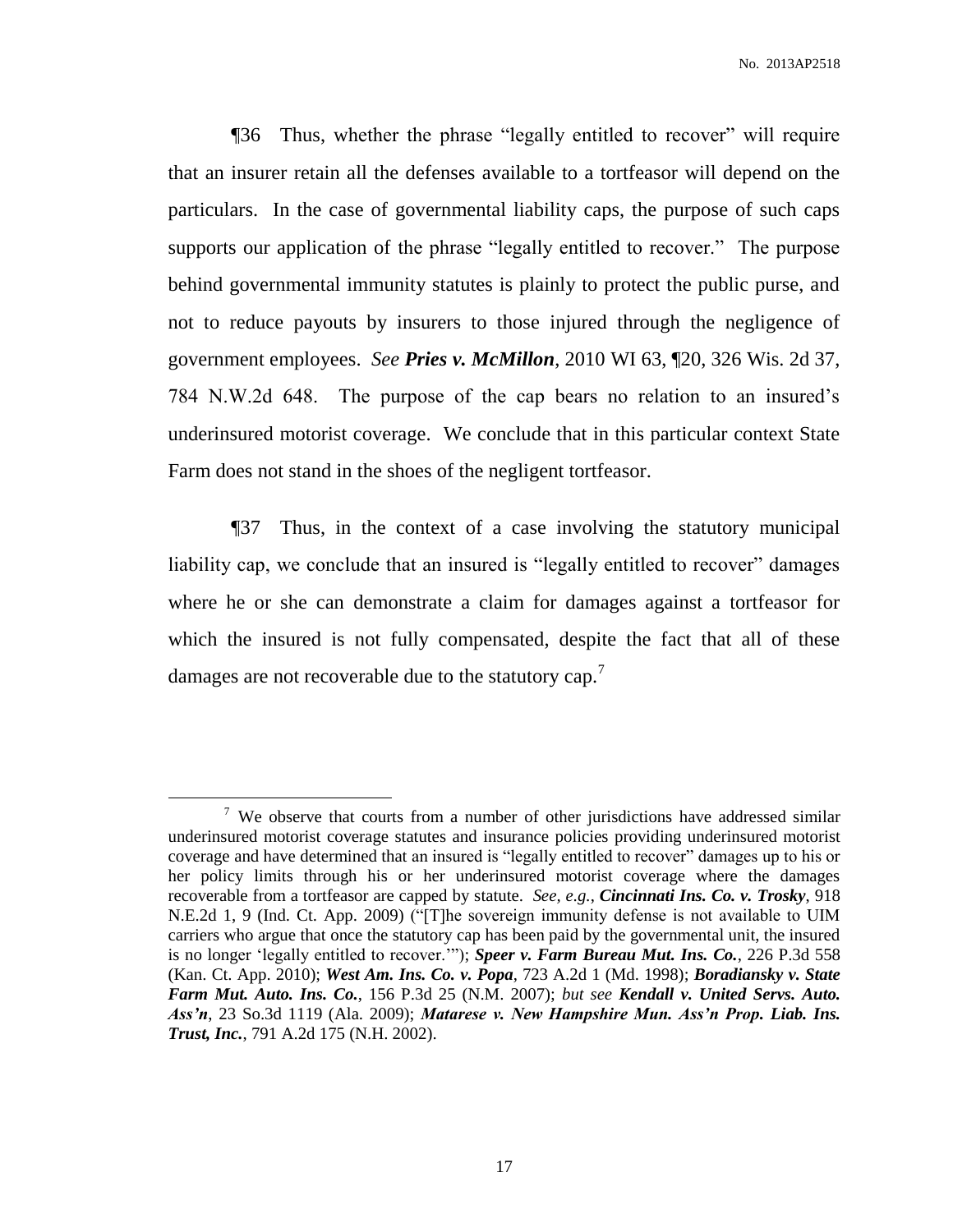¶36 Thus, whether the phrase "legally entitled to recover" will require that an insurer retain all the defenses available to a tortfeasor will depend on the particulars. In the case of governmental liability caps, the purpose of such caps supports our application of the phrase "legally entitled to recover." The purpose behind governmental immunity statutes is plainly to protect the public purse, and not to reduce payouts by insurers to those injured through the negligence of government employees. *See* ***Pries v. McMillon***, 2010 WI 63, ¶20, 326 Wis. 2d 37, 784 N.W.2d 648. The purpose of the cap bears no relation to an insured's underinsured motorist coverage. We conclude that in this particular context State Farm does not stand in the shoes of the negligent tortfeasor.

¶37 Thus, in the context of a case involving the statutory municipal liability cap, we conclude that an insured is "legally entitled to recover" damages where he or she can demonstrate a claim for damages against a tortfeasor for which the insured is not fully compensated, despite the fact that all of these damages are not recoverable due to the statutory cap.[7]

---

[7] We observe that courts from a number of other jurisdictions have addressed similar underinsured motorist coverage statutes and insurance policies providing underinsured motorist coverage and have determined that an insured is "legally entitled to recover" damages up to his or her policy limits through his or her underinsured motorist coverage where the damages recoverable from a tortfeasor are capped by statute. *See, e.g.*, ***Cincinnati Ins. Co. v. Trosky***, 918 N.E.2d 1, 9 (Ind. Ct. App. 2009) ("[T]he sovereign immunity defense is not available to UIM carriers who argue that once the statutory cap has been paid by the governmental unit, the insured is no longer 'legally entitled to recover.'"); ***Speer v. Farm Bureau Mut. Ins. Co.***, 226 P.3d 558 (Kan. Ct. App. 2010); ***West Am. Ins. Co. v. Popa***, 723 A.2d 1 (Md. 1998); ***Boradiansky v. State Farm Mut. Auto. Ins. Co.***, 156 P.3d 25 (N.M. 2007); *but see* ***Kendall v. United Servs. Auto. Ass'n***, 23 So.3d 1119 (Ala. 2009); ***Matarese v. New Hampshire Mun. Ass'n Prop. Liab. Ins. Trust, Inc.***, 791 A.2d 175 (N.H. 2002).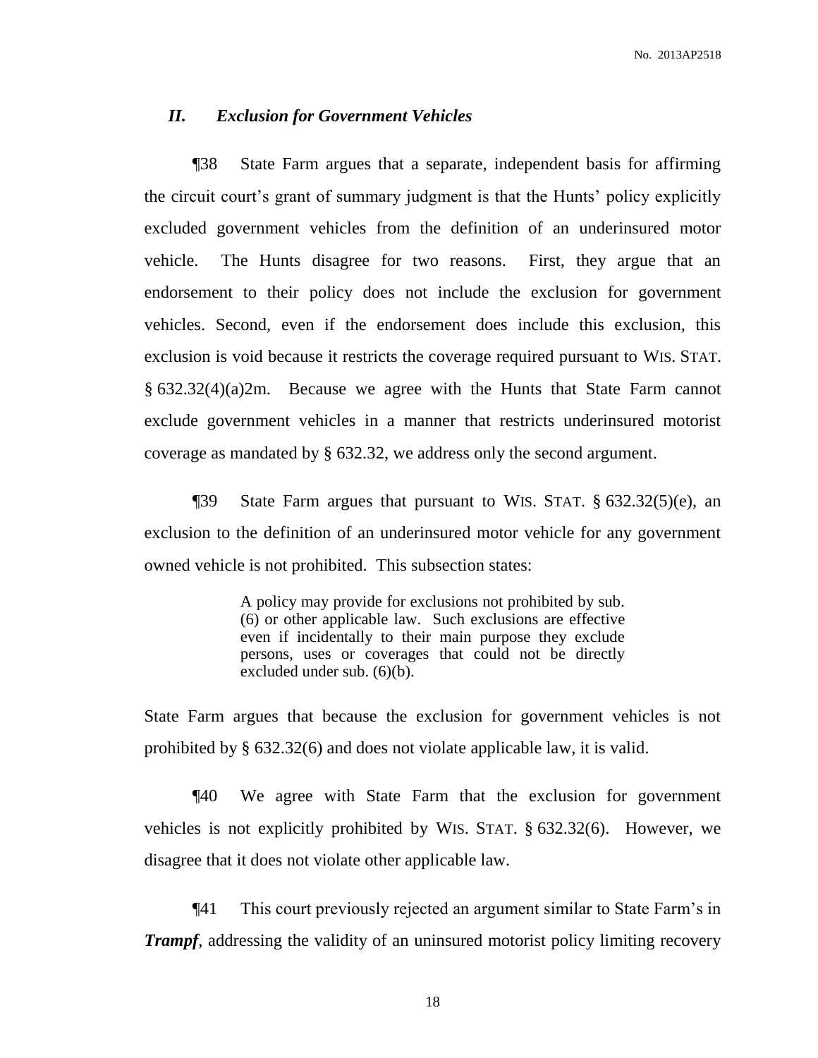## *II. Exclusion for Government Vehicles*

¶38 State Farm argues that a separate, independent basis for affirming the circuit court's grant of summary judgment is that the Hunts' policy explicitly excluded government vehicles from the definition of an underinsured motor vehicle. The Hunts disagree for two reasons. First, they argue that an endorsement to their policy does not include the exclusion for government vehicles. Second, even if the endorsement does include this exclusion, this exclusion is void because it restricts the coverage required pursuant to WIS. STAT. § 632.32(4)(a)2m. Because we agree with the Hunts that State Farm cannot exclude government vehicles in a manner that restricts underinsured motorist coverage as mandated by § 632.32, we address only the second argument.

¶39 State Farm argues that pursuant to WIS. STAT. § 632.32(5)(e), an exclusion to the definition of an underinsured motor vehicle for any government owned vehicle is not prohibited. This subsection states:

> A policy may provide for exclusions not prohibited by sub. (6) or other applicable law. Such exclusions are effective even if incidentally to their main purpose they exclude persons, uses or coverages that could not be directly excluded under sub. (6)(b).

State Farm argues that because the exclusion for government vehicles is not prohibited by § 632.32(6) and does not violate applicable law, it is valid.

¶40 We agree with State Farm that the exclusion for government vehicles is not explicitly prohibited by WIS. STAT. § 632.32(6). However, we disagree that it does not violate other applicable law.

¶41 This court previously rejected an argument similar to State Farm's in ***Trampf***, addressing the validity of an uninsured motorist policy limiting recovery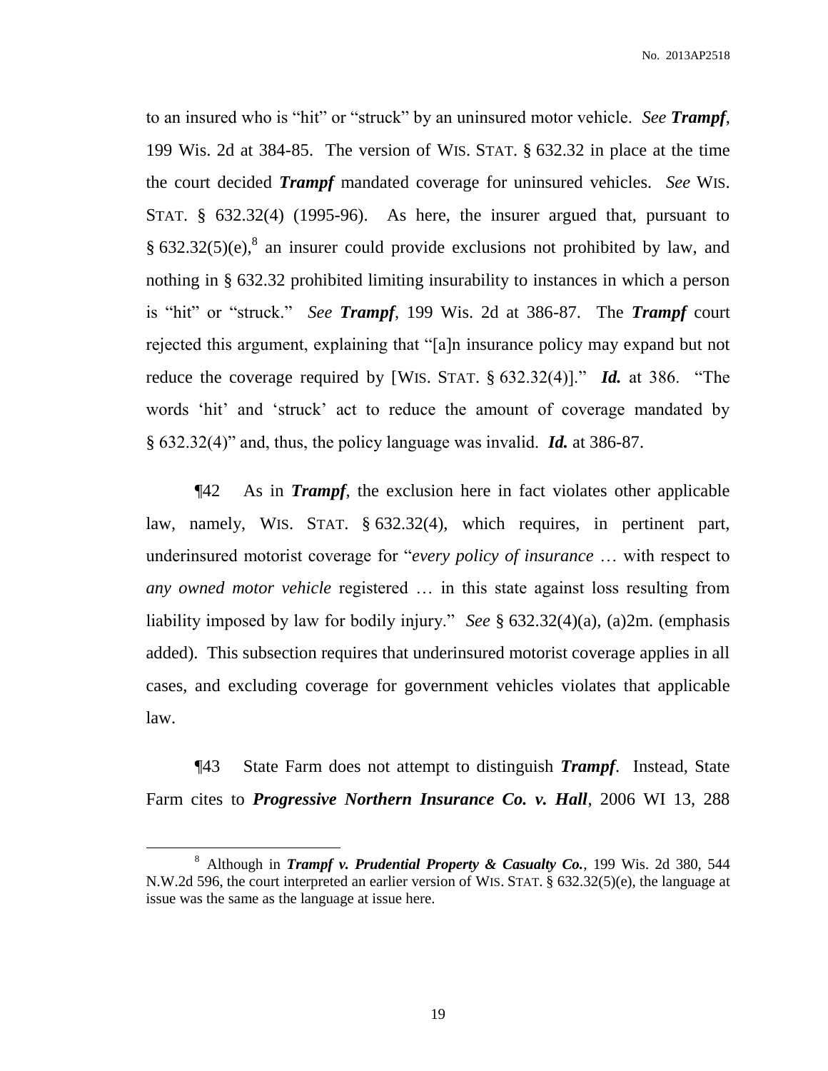to an insured who is "hit" or "struck" by an uninsured motor vehicle. *See* ***Trampf***, 199 Wis. 2d at 384-85. The version of WIS. STAT. § 632.32 in place at the time the court decided ***Trampf*** mandated coverage for uninsured vehicles. *See* WIS. STAT. § 632.32(4) (1995-96). As here, the insurer argued that, pursuant to § 632.32(5)(e),[8] an insurer could provide exclusions not prohibited by law, and nothing in § 632.32 prohibited limiting insurability to instances in which a person is "hit" or "struck." *See* ***Trampf***, 199 Wis. 2d at 386-87. The ***Trampf*** court rejected this argument, explaining that "[a]n insurance policy may expand but not reduce the coverage required by [WIS. STAT. § 632.32(4)]." ***Id.*** at 386. "The words 'hit' and 'struck' act to reduce the amount of coverage mandated by § 632.32(4)" and, thus, the policy language was invalid. ***Id.*** at 386-87.

¶42 As in ***Trampf***, the exclusion here in fact violates other applicable law, namely, WIS. STAT. § 632.32(4), which requires, in pertinent part, underinsured motorist coverage for "*every policy of insurance* … with respect to *any owned motor vehicle* registered … in this state against loss resulting from liability imposed by law for bodily injury." *See* § 632.32(4)(a), (a)2m. (emphasis added). This subsection requires that underinsured motorist coverage applies in all cases, and excluding coverage for government vehicles violates that applicable law.

¶43 State Farm does not attempt to distinguish ***Trampf***. Instead, State Farm cites to ***Progressive Northern Insurance Co. v. Hall***, 2006 WI 13, 288

---

[8] Although in ***Trampf v. Prudential Property & Casualty Co.***, 199 Wis. 2d 380, 544 N.W.2d 596, the court interpreted an earlier version of WIS. STAT. § 632.32(5)(e), the language at issue was the same as the language at issue here.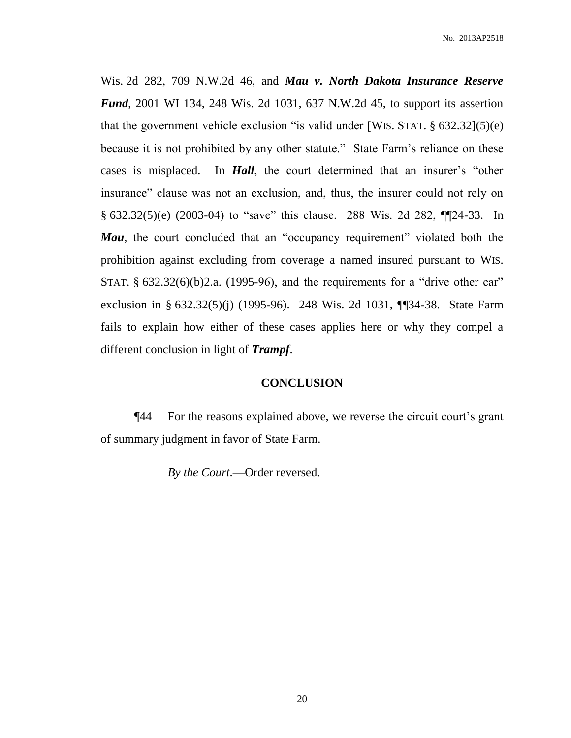Wis. 2d 282, 709 N.W.2d 46, and ***Mau v. North Dakota Insurance Reserve Fund***, 2001 WI 134, 248 Wis. 2d 1031, 637 N.W.2d 45, to support its assertion that the government vehicle exclusion "is valid under [WIS. STAT. § 632.32](5)(e) because it is not prohibited by any other statute." State Farm's reliance on these cases is misplaced. In ***Hall***, the court determined that an insurer's "other insurance" clause was not an exclusion, and, thus, the insurer could not rely on § 632.32(5)(e) (2003-04) to "save" this clause. 288 Wis. 2d 282, ¶¶24-33. In ***Mau***, the court concluded that an "occupancy requirement" violated both the prohibition against excluding from coverage a named insured pursuant to WIS. STAT. § 632.32(6)(b)2.a. (1995-96), and the requirements for a "drive other car" exclusion in § 632.32(5)(j) (1995-96). 248 Wis. 2d 1031, ¶¶34-38. State Farm fails to explain how either of these cases applies here or why they compel a different conclusion in light of ***Trampf***.

## CONCLUSION

¶44 For the reasons explained above, we reverse the circuit court's grant of summary judgment in favor of State Farm.

*By the Court*.—Order reversed.